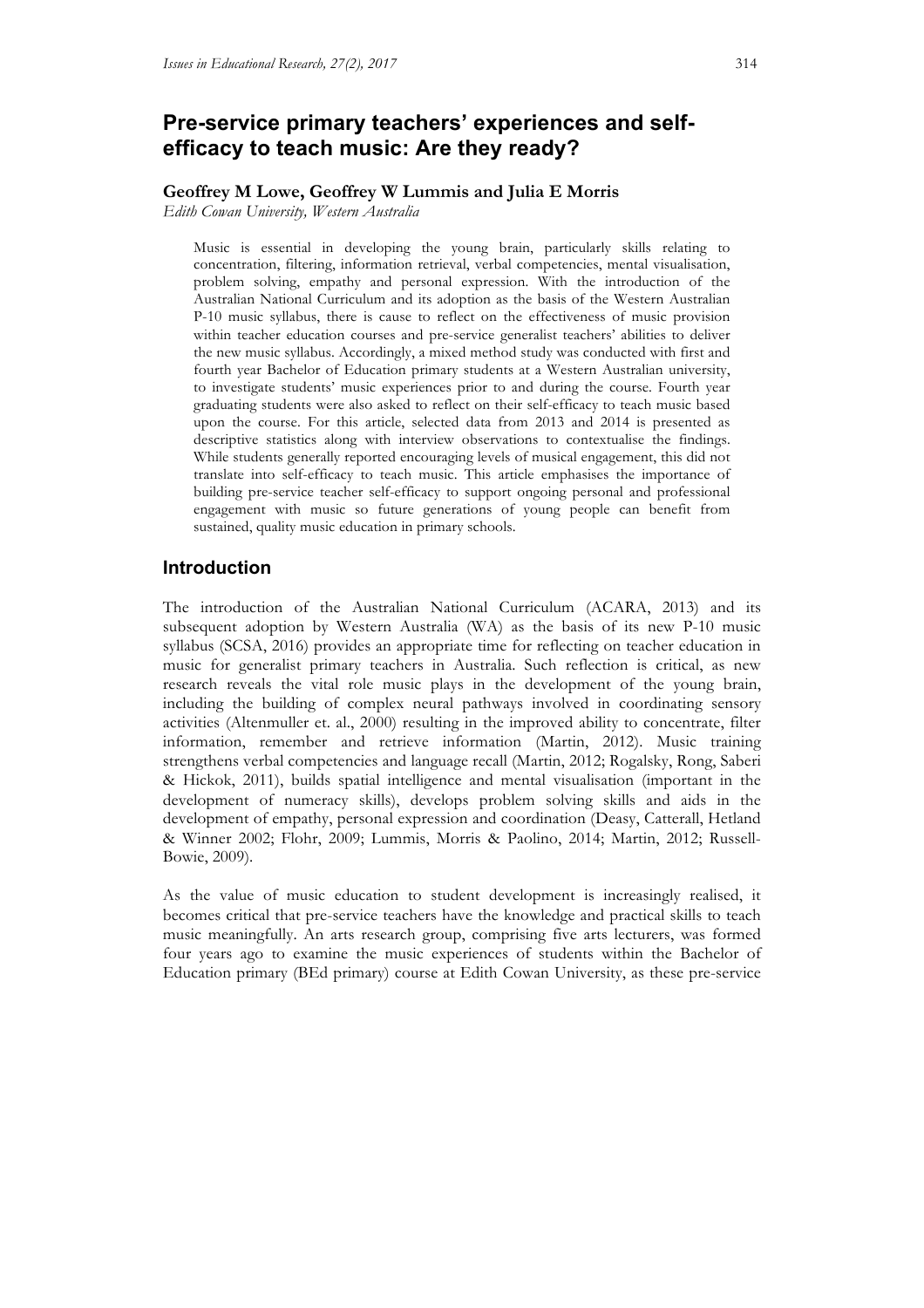# Pre-service primary teachers' experiences and self-efficacy to teach music: Are they ready?

**Geoffrey M Lowe, Geoffrey W Lummis and Julia E Morris**

*Edith Cowan University, Western Australia*

> Music is essential in developing the young brain, particularly skills relating to concentration, filtering, information retrieval, verbal competencies, mental visualisation, problem solving, empathy and personal expression. With the introduction of the Australian National Curriculum and its adoption as the basis of the Western Australian P-10 music syllabus, there is cause to reflect on the effectiveness of music provision within teacher education courses and pre-service generalist teachers' abilities to deliver the new music syllabus. Accordingly, a mixed method study was conducted with first and fourth year Bachelor of Education primary students at a Western Australian university, to investigate students' music experiences prior to and during the course. Fourth year graduating students were also asked to reflect on their self-efficacy to teach music based upon the course. For this article, selected data from 2013 and 2014 is presented as descriptive statistics along with interview observations to contextualise the findings. While students generally reported encouraging levels of musical engagement, this did not translate into self-efficacy to teach music. This article emphasises the importance of building pre-service teacher self-efficacy to support ongoing personal and professional engagement with music so future generations of young people can benefit from sustained, quality music education in primary schools.

## Introduction

The introduction of the Australian National Curriculum (ACARA, 2013) and its subsequent adoption by Western Australia (WA) as the basis of its new P-10 music syllabus (SCSA, 2016) provides an appropriate time for reflecting on teacher education in music for generalist primary teachers in Australia. Such reflection is critical, as new research reveals the vital role music plays in the development of the young brain, including the building of complex neural pathways involved in coordinating sensory activities (Altenmuller et. al., 2000) resulting in the improved ability to concentrate, filter information, remember and retrieve information (Martin, 2012). Music training strengthens verbal competencies and language recall (Martin, 2012; Rogalsky, Rong, Saberi & Hickok, 2011), builds spatial intelligence and mental visualisation (important in the development of numeracy skills), develops problem solving skills and aids in the development of empathy, personal expression and coordination (Deasy, Catterall, Hetland & Winner 2002; Flohr, 2009; Lummis, Morris & Paolino, 2014; Martin, 2012; Russell-Bowie, 2009).

As the value of music education to student development is increasingly realised, it becomes critical that pre-service teachers have the knowledge and practical skills to teach music meaningfully. An arts research group, comprising five arts lecturers, was formed four years ago to examine the music experiences of students within the Bachelor of Education primary (BEd primary) course at Edith Cowan University, as these pre-service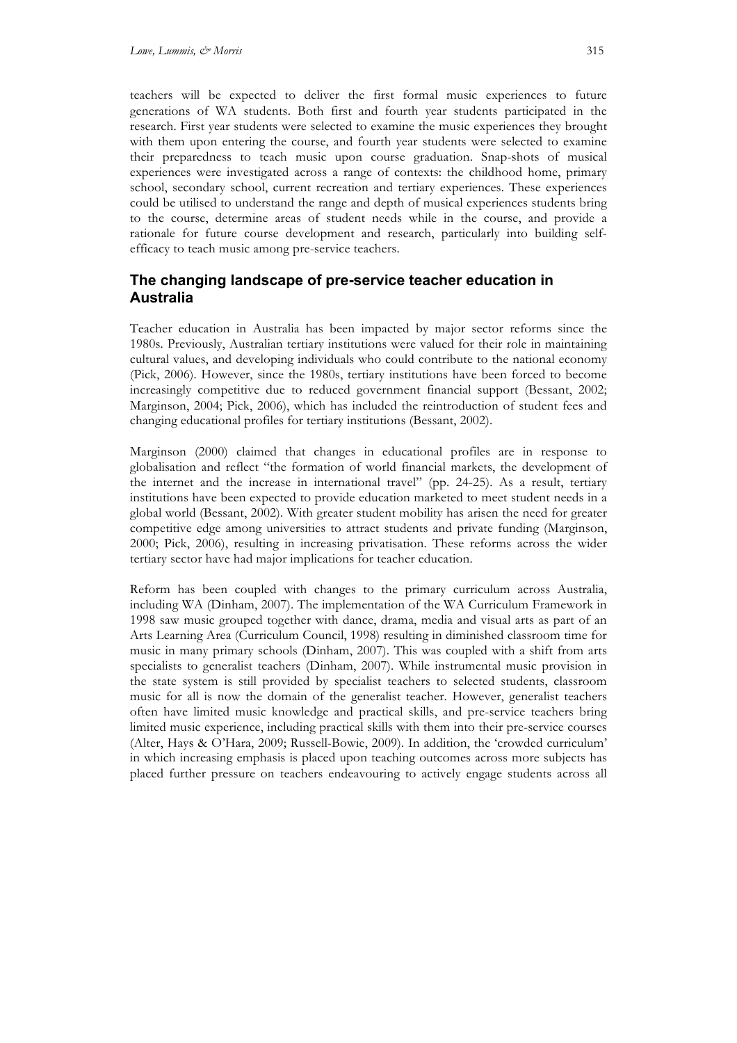teachers will be expected to deliver the first formal music experiences to future generations of WA students. Both first and fourth year students participated in the research. First year students were selected to examine the music experiences they brought with them upon entering the course, and fourth year students were selected to examine their preparedness to teach music upon course graduation. Snap-shots of musical experiences were investigated across a range of contexts: the childhood home, primary school, secondary school, current recreation and tertiary experiences. These experiences could be utilised to understand the range and depth of musical experiences students bring to the course, determine areas of student needs while in the course, and provide a rationale for future course development and research, particularly into building self-efficacy to teach music among pre-service teachers.

## The changing landscape of pre-service teacher education in Australia

Teacher education in Australia has been impacted by major sector reforms since the 1980s. Previously, Australian tertiary institutions were valued for their role in maintaining cultural values, and developing individuals who could contribute to the national economy (Pick, 2006). However, since the 1980s, tertiary institutions have been forced to become increasingly competitive due to reduced government financial support (Bessant, 2002; Marginson, 2004; Pick, 2006), which has included the reintroduction of student fees and changing educational profiles for tertiary institutions (Bessant, 2002).

Marginson (2000) claimed that changes in educational profiles are in response to globalisation and reflect "the formation of world financial markets, the development of the internet and the increase in international travel" (pp. 24-25). As a result, tertiary institutions have been expected to provide education marketed to meet student needs in a global world (Bessant, 2002). With greater student mobility has arisen the need for greater competitive edge among universities to attract students and private funding (Marginson, 2000; Pick, 2006), resulting in increasing privatisation. These reforms across the wider tertiary sector have had major implications for teacher education.

Reform has been coupled with changes to the primary curriculum across Australia, including WA (Dinham, 2007). The implementation of the WA Curriculum Framework in 1998 saw music grouped together with dance, drama, media and visual arts as part of an Arts Learning Area (Curriculum Council, 1998) resulting in diminished classroom time for music in many primary schools (Dinham, 2007). This was coupled with a shift from arts specialists to generalist teachers (Dinham, 2007). While instrumental music provision in the state system is still provided by specialist teachers to selected students, classroom music for all is now the domain of the generalist teacher. However, generalist teachers often have limited music knowledge and practical skills, and pre-service teachers bring limited music experience, including practical skills with them into their pre-service courses (Alter, Hays & O'Hara, 2009; Russell-Bowie, 2009). In addition, the 'crowded curriculum' in which increasing emphasis is placed upon teaching outcomes across more subjects has placed further pressure on teachers endeavouring to actively engage students across all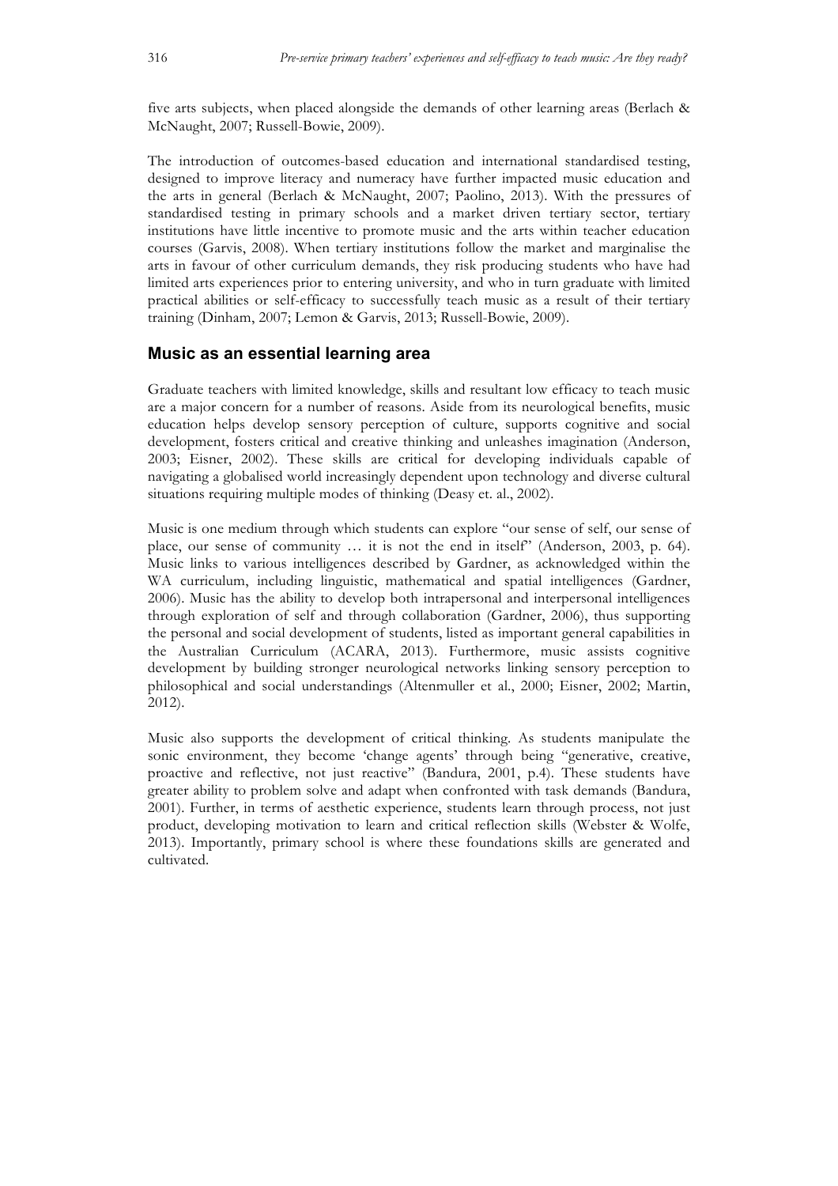five arts subjects, when placed alongside the demands of other learning areas (Berlach & McNaught, 2007; Russell-Bowie, 2009).

The introduction of outcomes-based education and international standardised testing, designed to improve literacy and numeracy have further impacted music education and the arts in general (Berlach & McNaught, 2007; Paolino, 2013). With the pressures of standardised testing in primary schools and a market driven tertiary sector, tertiary institutions have little incentive to promote music and the arts within teacher education courses (Garvis, 2008). When tertiary institutions follow the market and marginalise the arts in favour of other curriculum demands, they risk producing students who have had limited arts experiences prior to entering university, and who in turn graduate with limited practical abilities or self-efficacy to successfully teach music as a result of their tertiary training (Dinham, 2007; Lemon & Garvis, 2013; Russell-Bowie, 2009).

## Music as an essential learning area

Graduate teachers with limited knowledge, skills and resultant low efficacy to teach music are a major concern for a number of reasons. Aside from its neurological benefits, music education helps develop sensory perception of culture, supports cognitive and social development, fosters critical and creative thinking and unleashes imagination (Anderson, 2003; Eisner, 2002). These skills are critical for developing individuals capable of navigating a globalised world increasingly dependent upon technology and diverse cultural situations requiring multiple modes of thinking (Deasy et. al., 2002).

Music is one medium through which students can explore "our sense of self, our sense of place, our sense of community … it is not the end in itself" (Anderson, 2003, p. 64). Music links to various intelligences described by Gardner, as acknowledged within the WA curriculum, including linguistic, mathematical and spatial intelligences (Gardner, 2006). Music has the ability to develop both intrapersonal and interpersonal intelligences through exploration of self and through collaboration (Gardner, 2006), thus supporting the personal and social development of students, listed as important general capabilities in the Australian Curriculum (ACARA, 2013). Furthermore, music assists cognitive development by building stronger neurological networks linking sensory perception to philosophical and social understandings (Altenmuller et al., 2000; Eisner, 2002; Martin, 2012).

Music also supports the development of critical thinking. As students manipulate the sonic environment, they become 'change agents' through being "generative, creative, proactive and reflective, not just reactive" (Bandura, 2001, p.4). These students have greater ability to problem solve and adapt when confronted with task demands (Bandura, 2001). Further, in terms of aesthetic experience, students learn through process, not just product, developing motivation to learn and critical reflection skills (Webster & Wolfe, 2013). Importantly, primary school is where these foundations skills are generated and cultivated.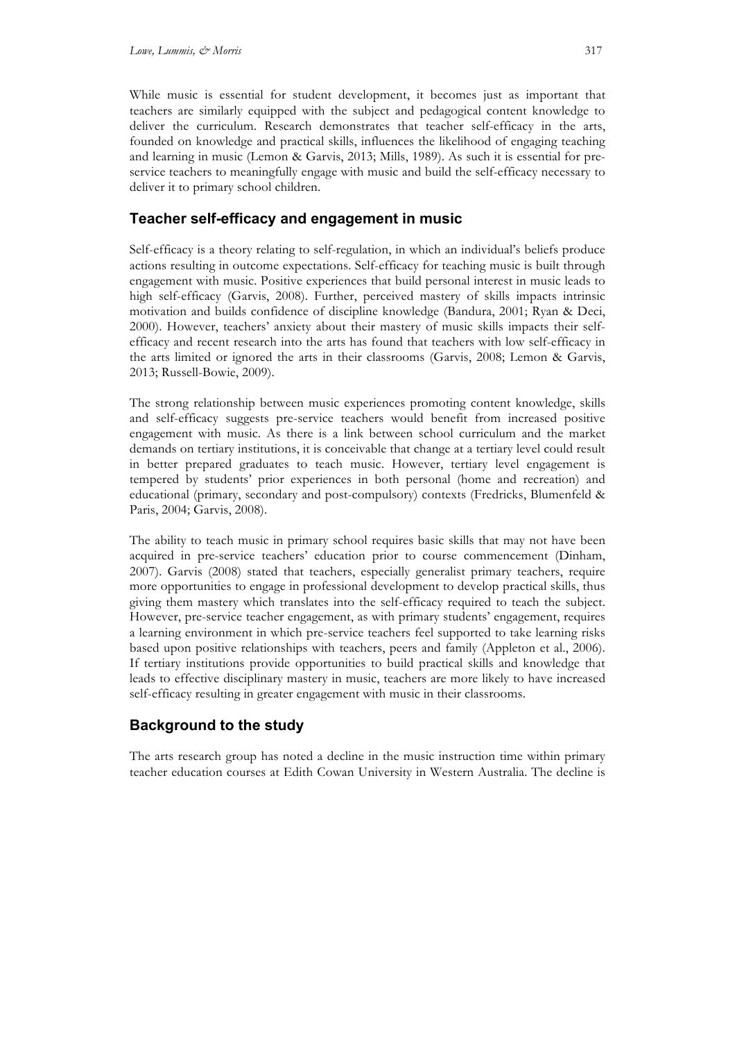While music is essential for student development, it becomes just as important that teachers are similarly equipped with the subject and pedagogical content knowledge to deliver the curriculum. Research demonstrates that teacher self-efficacy in the arts, founded on knowledge and practical skills, influences the likelihood of engaging teaching and learning in music (Lemon & Garvis, 2013; Mills, 1989). As such it is essential for pre-service teachers to meaningfully engage with music and build the self-efficacy necessary to deliver it to primary school children.

## Teacher self-efficacy and engagement in music

Self-efficacy is a theory relating to self-regulation, in which an individual's beliefs produce actions resulting in outcome expectations. Self-efficacy for teaching music is built through engagement with music. Positive experiences that build personal interest in music leads to high self-efficacy (Garvis, 2008). Further, perceived mastery of skills impacts intrinsic motivation and builds confidence of discipline knowledge (Bandura, 2001; Ryan & Deci, 2000). However, teachers' anxiety about their mastery of music skills impacts their self-efficacy and recent research into the arts has found that teachers with low self-efficacy in the arts limited or ignored the arts in their classrooms (Garvis, 2008; Lemon & Garvis, 2013; Russell-Bowie, 2009).

The strong relationship between music experiences promoting content knowledge, skills and self-efficacy suggests pre-service teachers would benefit from increased positive engagement with music. As there is a link between school curriculum and the market demands on tertiary institutions, it is conceivable that change at a tertiary level could result in better prepared graduates to teach music. However, tertiary level engagement is tempered by students' prior experiences in both personal (home and recreation) and educational (primary, secondary and post-compulsory) contexts (Fredricks, Blumenfeld & Paris, 2004; Garvis, 2008).

The ability to teach music in primary school requires basic skills that may not have been acquired in pre-service teachers' education prior to course commencement (Dinham, 2007). Garvis (2008) stated that teachers, especially generalist primary teachers, require more opportunities to engage in professional development to develop practical skills, thus giving them mastery which translates into the self-efficacy required to teach the subject. However, pre-service teacher engagement, as with primary students' engagement, requires a learning environment in which pre-service teachers feel supported to take learning risks based upon positive relationships with teachers, peers and family (Appleton et al., 2006). If tertiary institutions provide opportunities to build practical skills and knowledge that leads to effective disciplinary mastery in music, teachers are more likely to have increased self-efficacy resulting in greater engagement with music in their classrooms.

## Background to the study

The arts research group has noted a decline in the music instruction time within primary teacher education courses at Edith Cowan University in Western Australia. The decline is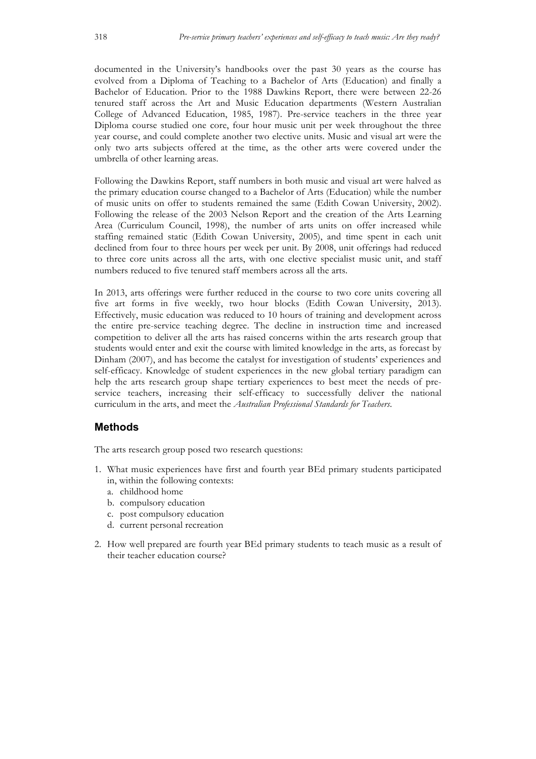documented in the University's handbooks over the past 30 years as the course has evolved from a Diploma of Teaching to a Bachelor of Arts (Education) and finally a Bachelor of Education. Prior to the 1988 Dawkins Report, there were between 22-26 tenured staff across the Art and Music Education departments (Western Australian College of Advanced Education, 1985, 1987). Pre-service teachers in the three year Diploma course studied one core, four hour music unit per week throughout the three year course, and could complete another two elective units. Music and visual art were the only two arts subjects offered at the time, as the other arts were covered under the umbrella of other learning areas.

Following the Dawkins Report, staff numbers in both music and visual art were halved as the primary education course changed to a Bachelor of Arts (Education) while the number of music units on offer to students remained the same (Edith Cowan University, 2002). Following the release of the 2003 Nelson Report and the creation of the Arts Learning Area (Curriculum Council, 1998), the number of arts units on offer increased while staffing remained static (Edith Cowan University, 2005), and time spent in each unit declined from four to three hours per week per unit. By 2008, unit offerings had reduced to three core units across all the arts, with one elective specialist music unit, and staff numbers reduced to five tenured staff members across all the arts.

In 2013, arts offerings were further reduced in the course to two core units covering all five art forms in five weekly, two hour blocks (Edith Cowan University, 2013). Effectively, music education was reduced to 10 hours of training and development across the entire pre-service teaching degree. The decline in instruction time and increased competition to deliver all the arts has raised concerns within the arts research group that students would enter and exit the course with limited knowledge in the arts, as forecast by Dinham (2007), and has become the catalyst for investigation of students' experiences and self-efficacy. Knowledge of student experiences in the new global tertiary paradigm can help the arts research group shape tertiary experiences to best meet the needs of pre-service teachers, increasing their self-efficacy to successfully deliver the national curriculum in the arts, and meet the *Australian Professional Standards for Teachers*.

## Methods

The arts research group posed two research questions:

1. What music experiences have first and fourth year BEd primary students participated in, within the following contexts:
   a. childhood home
   b. compulsory education
   c. post compulsory education
   d. current personal recreation
2. How well prepared are fourth year BEd primary students to teach music as a result of their teacher education course?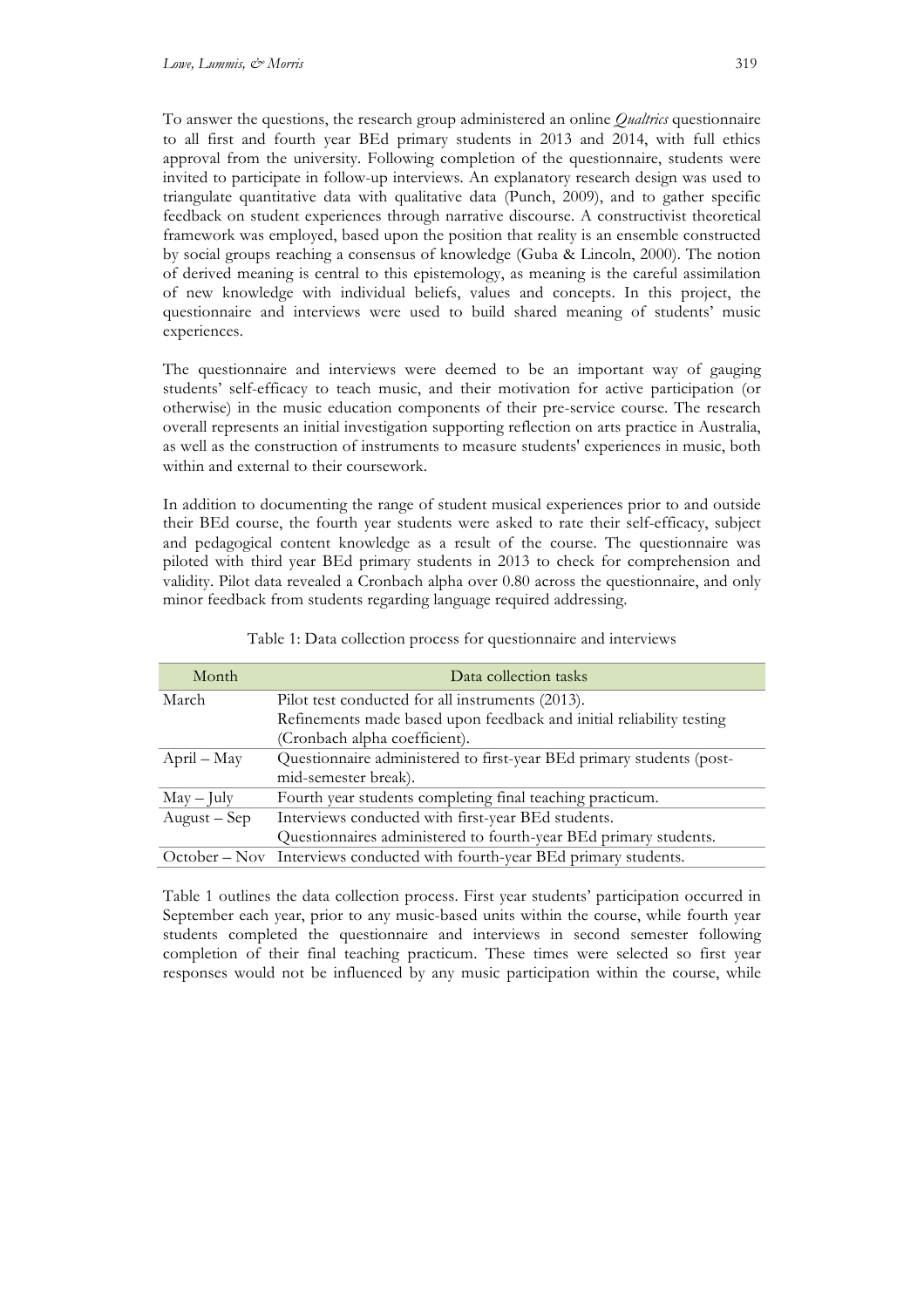To answer the questions, the research group administered an online *Qualtrics* questionnaire to all first and fourth year BEd primary students in 2013 and 2014, with full ethics approval from the university. Following completion of the questionnaire, students were invited to participate in follow-up interviews. An explanatory research design was used to triangulate quantitative data with qualitative data (Punch, 2009), and to gather specific feedback on student experiences through narrative discourse. A constructivist theoretical framework was employed, based upon the position that reality is an ensemble constructed by social groups reaching a consensus of knowledge (Guba & Lincoln, 2000). The notion of derived meaning is central to this epistemology, as meaning is the careful assimilation of new knowledge with individual beliefs, values and concepts. In this project, the questionnaire and interviews were used to build shared meaning of students' music experiences.

The questionnaire and interviews were deemed to be an important way of gauging students' self-efficacy to teach music, and their motivation for active participation (or otherwise) in the music education components of their pre-service course. The research overall represents an initial investigation supporting reflection on arts practice in Australia, as well as the construction of instruments to measure students' experiences in music, both within and external to their coursework.

In addition to documenting the range of student musical experiences prior to and outside their BEd course, the fourth year students were asked to rate their self-efficacy, subject and pedagogical content knowledge as a result of the course. The questionnaire was piloted with third year BEd primary students in 2013 to check for comprehension and validity. Pilot data revealed a Cronbach alpha over 0.80 across the questionnaire, and only minor feedback from students regarding language required addressing.

Table 1: Data collection process for questionnaire and interviews

| Month | Data collection tasks |
|---|---|
| March | Pilot test conducted for all instruments (2013).<br>Refinements made based upon feedback and initial reliability testing (Cronbach alpha coefficient). |
| April – May | Questionnaire administered to first-year BEd primary students (post-mid-semester break). |
| May – July | Fourth year students completing final teaching practicum. |
| August – Sep | Interviews conducted with first-year BEd students.<br>Questionnaires administered to fourth-year BEd primary students. |
| October – Nov | Interviews conducted with fourth-year BEd primary students. |

Table 1 outlines the data collection process. First year students' participation occurred in September each year, prior to any music-based units within the course, while fourth year students completed the questionnaire and interviews in second semester following completion of their final teaching practicum. These times were selected so first year responses would not be influenced by any music participation within the course, while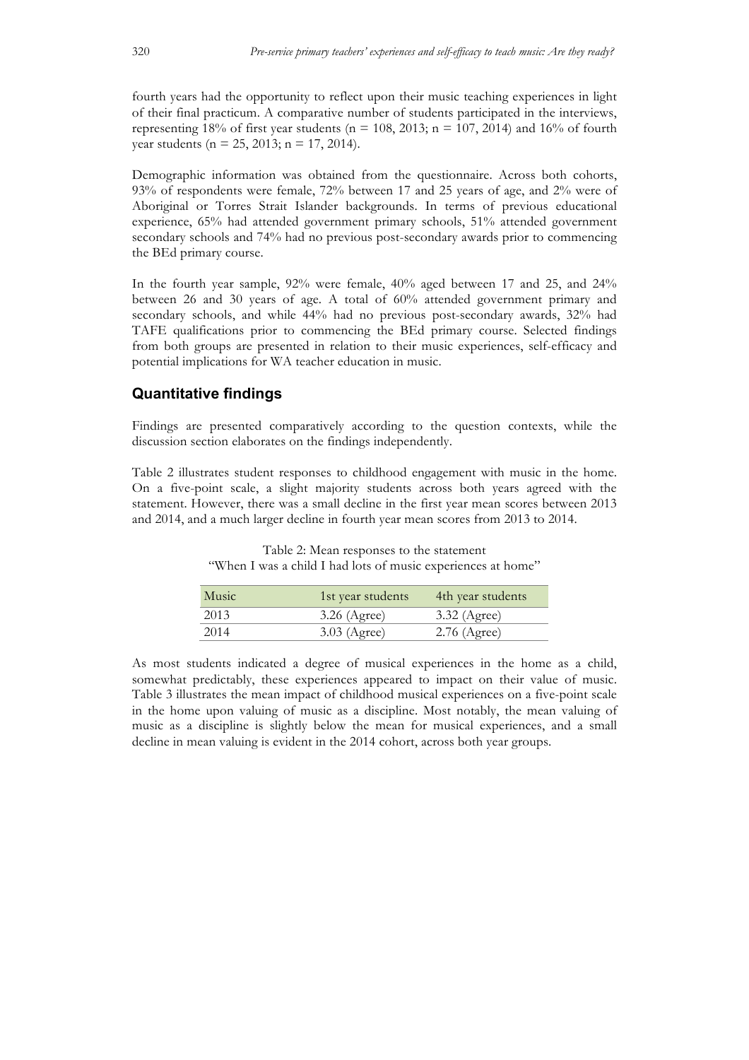fourth years had the opportunity to reflect upon their music teaching experiences in light of their final practicum. A comparative number of students participated in the interviews, representing 18% of first year students (n = 108, 2013; n = 107, 2014) and 16% of fourth year students (n = 25, 2013; n = 17, 2014).

Demographic information was obtained from the questionnaire. Across both cohorts, 93% of respondents were female, 72% between 17 and 25 years of age, and 2% were of Aboriginal or Torres Strait Islander backgrounds. In terms of previous educational experience, 65% had attended government primary schools, 51% attended government secondary schools and 74% had no previous post-secondary awards prior to commencing the BEd primary course.

In the fourth year sample, 92% were female, 40% aged between 17 and 25, and 24% between 26 and 30 years of age. A total of 60% attended government primary and secondary schools, and while 44% had no previous post-secondary awards, 32% had TAFE qualifications prior to commencing the BEd primary course. Selected findings from both groups are presented in relation to their music experiences, self-efficacy and potential implications for WA teacher education in music.

## Quantitative findings

Findings are presented comparatively according to the question contexts, while the discussion section elaborates on the findings independently.

Table 2 illustrates student responses to childhood engagement with music in the home. On a five-point scale, a slight majority students across both years agreed with the statement. However, there was a small decline in the first year mean scores between 2013 and 2014, and a much larger decline in fourth year mean scores from 2013 to 2014.

Table 2: Mean responses to the statement
"When I was a child I had lots of music experiences at home"

| Music | 1st year students | 4th year students |
|---|---|---|
| 2013 | 3.26 (Agree) | 3.32 (Agree) |
| 2014 | 3.03 (Agree) | 2.76 (Agree) |

As most students indicated a degree of musical experiences in the home as a child, somewhat predictably, these experiences appeared to impact on their value of music. Table 3 illustrates the mean impact of childhood musical experiences on a five-point scale in the home upon valuing of music as a discipline. Most notably, the mean valuing of music as a discipline is slightly below the mean for musical experiences, and a small decline in mean valuing is evident in the 2014 cohort, across both year groups.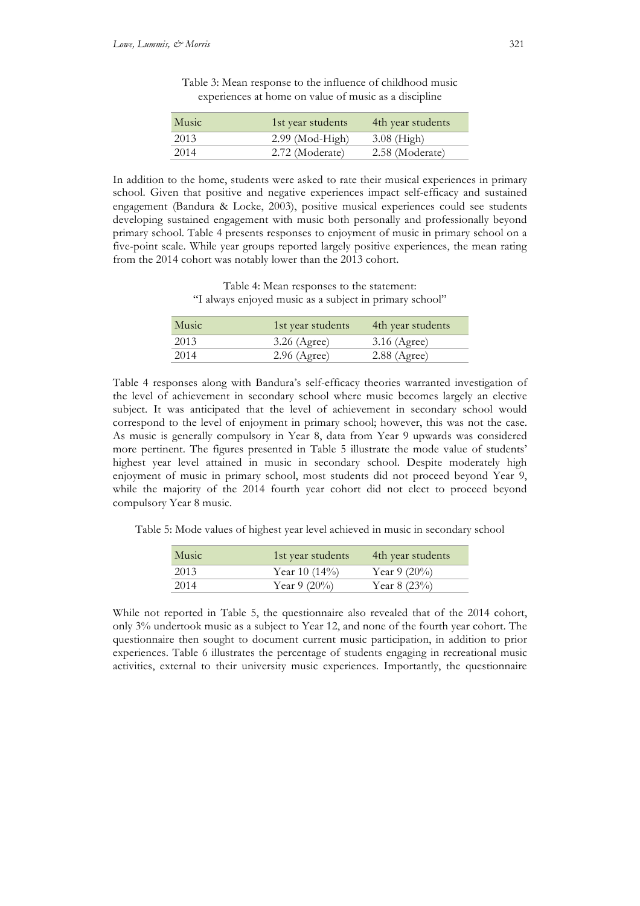Table 3: Mean response to the influence of childhood music experiences at home on value of music as a discipline

| Music | 1st year students | 4th year students |
|---|---|---|
| 2013 | 2.99 (Mod-High) | 3.08 (High) |
| 2014 | 2.72 (Moderate) | 2.58 (Moderate) |

In addition to the home, students were asked to rate their musical experiences in primary school. Given that positive and negative experiences impact self-efficacy and sustained engagement (Bandura & Locke, 2003), positive musical experiences could see students developing sustained engagement with music both personally and professionally beyond primary school. Table 4 presents responses to enjoyment of music in primary school on a five-point scale. While year groups reported largely positive experiences, the mean rating from the 2014 cohort was notably lower than the 2013 cohort.

Table 4: Mean responses to the statement: "I always enjoyed music as a subject in primary school"

| Music | 1st year students | 4th year students |
|---|---|---|
| 2013 | 3.26 (Agree) | 3.16 (Agree) |
| 2014 | 2.96 (Agree) | 2.88 (Agree) |

Table 4 responses along with Bandura's self-efficacy theories warranted investigation of the level of achievement in secondary school where music becomes largely an elective subject. It was anticipated that the level of achievement in secondary school would correspond to the level of enjoyment in primary school; however, this was not the case. As music is generally compulsory in Year 8, data from Year 9 upwards was considered more pertinent. The figures presented in Table 5 illustrate the mode value of students' highest year level attained in music in secondary school. Despite moderately high enjoyment of music in primary school, most students did not proceed beyond Year 9, while the majority of the 2014 fourth year cohort did not elect to proceed beyond compulsory Year 8 music.

Table 5: Mode values of highest year level achieved in music in secondary school

| Music | 1st year students | 4th year students |
|---|---|---|
| 2013 | Year 10 (14%) | Year 9 (20%) |
| 2014 | Year 9 (20%) | Year 8 (23%) |

While not reported in Table 5, the questionnaire also revealed that of the 2014 cohort, only 3% undertook music as a subject to Year 12, and none of the fourth year cohort. The questionnaire then sought to document current music participation, in addition to prior experiences. Table 6 illustrates the percentage of students engaging in recreational music activities, external to their university music experiences. Importantly, the questionnaire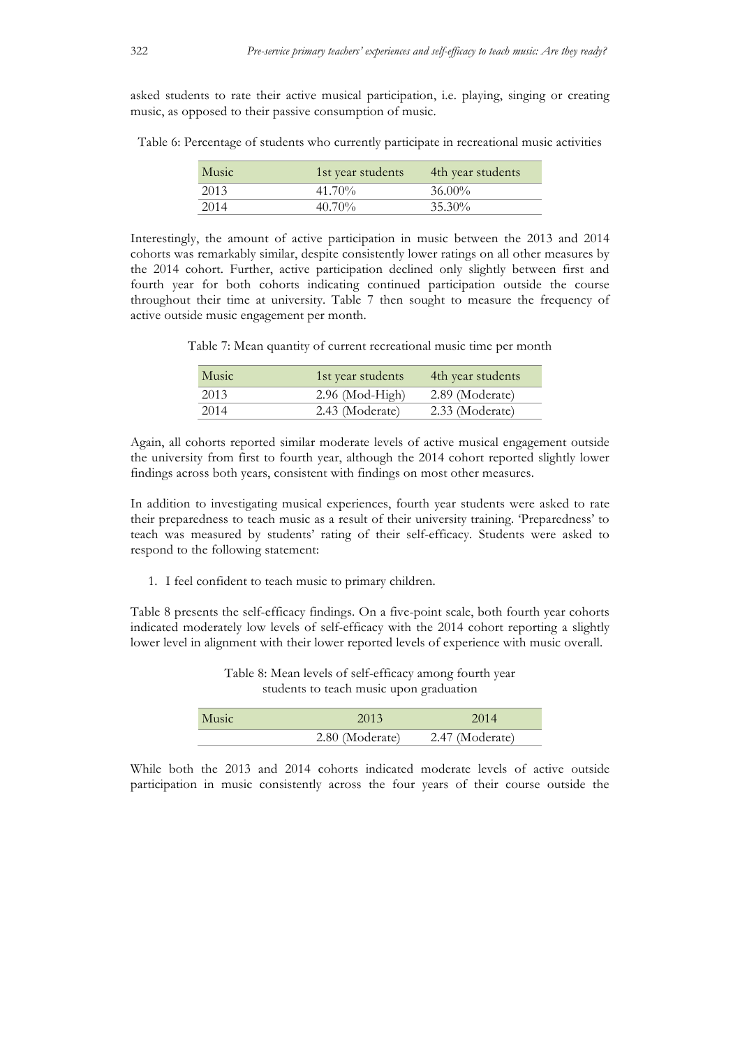asked students to rate their active musical participation, i.e. playing, singing or creating music, as opposed to their passive consumption of music.

Table 6: Percentage of students who currently participate in recreational music activities

| Music | 1st year students | 4th year students |
|---|---|---|
| 2013 | 41.70% | 36.00% |
| 2014 | 40.70% | 35.30% |

Interestingly, the amount of active participation in music between the 2013 and 2014 cohorts was remarkably similar, despite consistently lower ratings on all other measures by the 2014 cohort. Further, active participation declined only slightly between first and fourth year for both cohorts indicating continued participation outside the course throughout their time at university. Table 7 then sought to measure the frequency of active outside music engagement per month.

Table 7: Mean quantity of current recreational music time per month

| Music | 1st year students | 4th year students |
|---|---|---|
| 2013 | 2.96 (Mod-High) | 2.89 (Moderate) |
| 2014 | 2.43 (Moderate) | 2.33 (Moderate) |

Again, all cohorts reported similar moderate levels of active musical engagement outside the university from first to fourth year, although the 2014 cohort reported slightly lower findings across both years, consistent with findings on most other measures.

In addition to investigating musical experiences, fourth year students were asked to rate their preparedness to teach music as a result of their university training. 'Preparedness' to teach was measured by students' rating of their self-efficacy. Students were asked to respond to the following statement:

1. I feel confident to teach music to primary children.

Table 8 presents the self-efficacy findings. On a five-point scale, both fourth year cohorts indicated moderately low levels of self-efficacy with the 2014 cohort reporting a slightly lower level in alignment with their lower reported levels of experience with music overall.

Table 8: Mean levels of self-efficacy among fourth year students to teach music upon graduation

| Music | 2013 | 2014 |
|---|---|---|
| | 2.80 (Moderate) | 2.47 (Moderate) |

While both the 2013 and 2014 cohorts indicated moderate levels of active outside participation in music consistently across the four years of their course outside the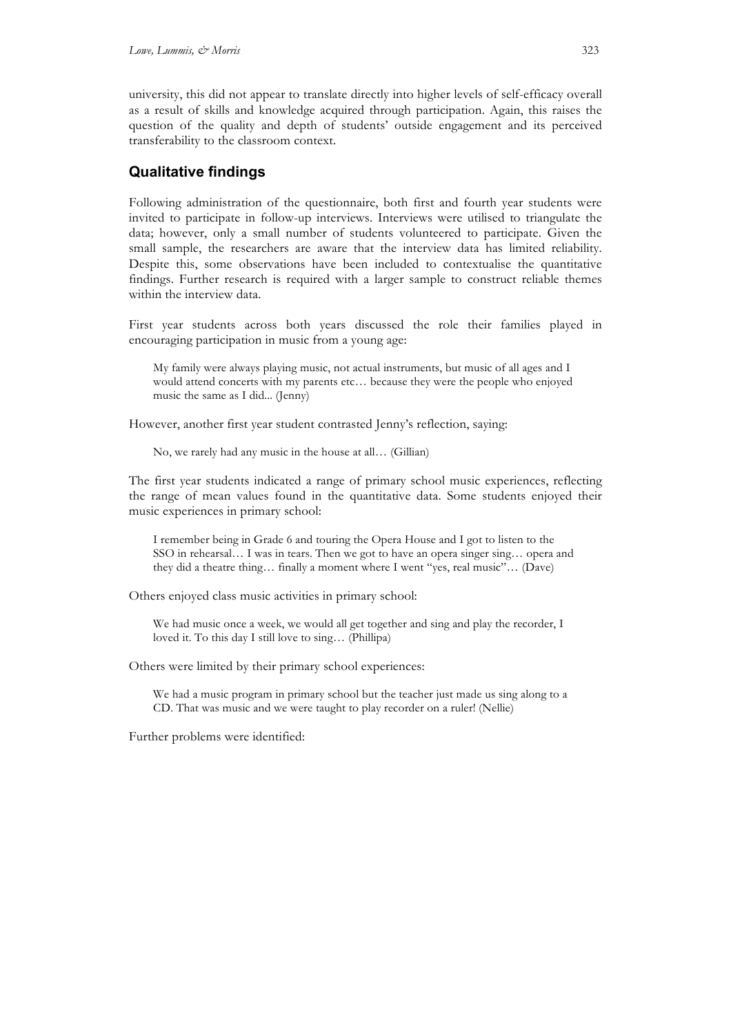university, this did not appear to translate directly into higher levels of self-efficacy overall as a result of skills and knowledge acquired through participation. Again, this raises the question of the quality and depth of students' outside engagement and its perceived transferability to the classroom context.

## Qualitative findings

Following administration of the questionnaire, both first and fourth year students were invited to participate in follow-up interviews. Interviews were utilised to triangulate the data; however, only a small number of students volunteered to participate. Given the small sample, the researchers are aware that the interview data has limited reliability. Despite this, some observations have been included to contextualise the quantitative findings. Further research is required with a larger sample to construct reliable themes within the interview data.

First year students across both years discussed the role their families played in encouraging participation in music from a young age:

> My family were always playing music, not actual instruments, but music of all ages and I would attend concerts with my parents etc… because they were the people who enjoyed music the same as I did... (Jenny)

However, another first year student contrasted Jenny's reflection, saying:

> No, we rarely had any music in the house at all… (Gillian)

The first year students indicated a range of primary school music experiences, reflecting the range of mean values found in the quantitative data. Some students enjoyed their music experiences in primary school:

> I remember being in Grade 6 and touring the Opera House and I got to listen to the SSO in rehearsal… I was in tears. Then we got to have an opera singer sing… opera and they did a theatre thing… finally a moment where I went "yes, real music"… (Dave)

Others enjoyed class music activities in primary school:

> We had music once a week, we would all get together and sing and play the recorder, I loved it. To this day I still love to sing… (Phillipa)

Others were limited by their primary school experiences:

> We had a music program in primary school but the teacher just made us sing along to a CD. That was music and we were taught to play recorder on a ruler! (Nellie)

Further problems were identified: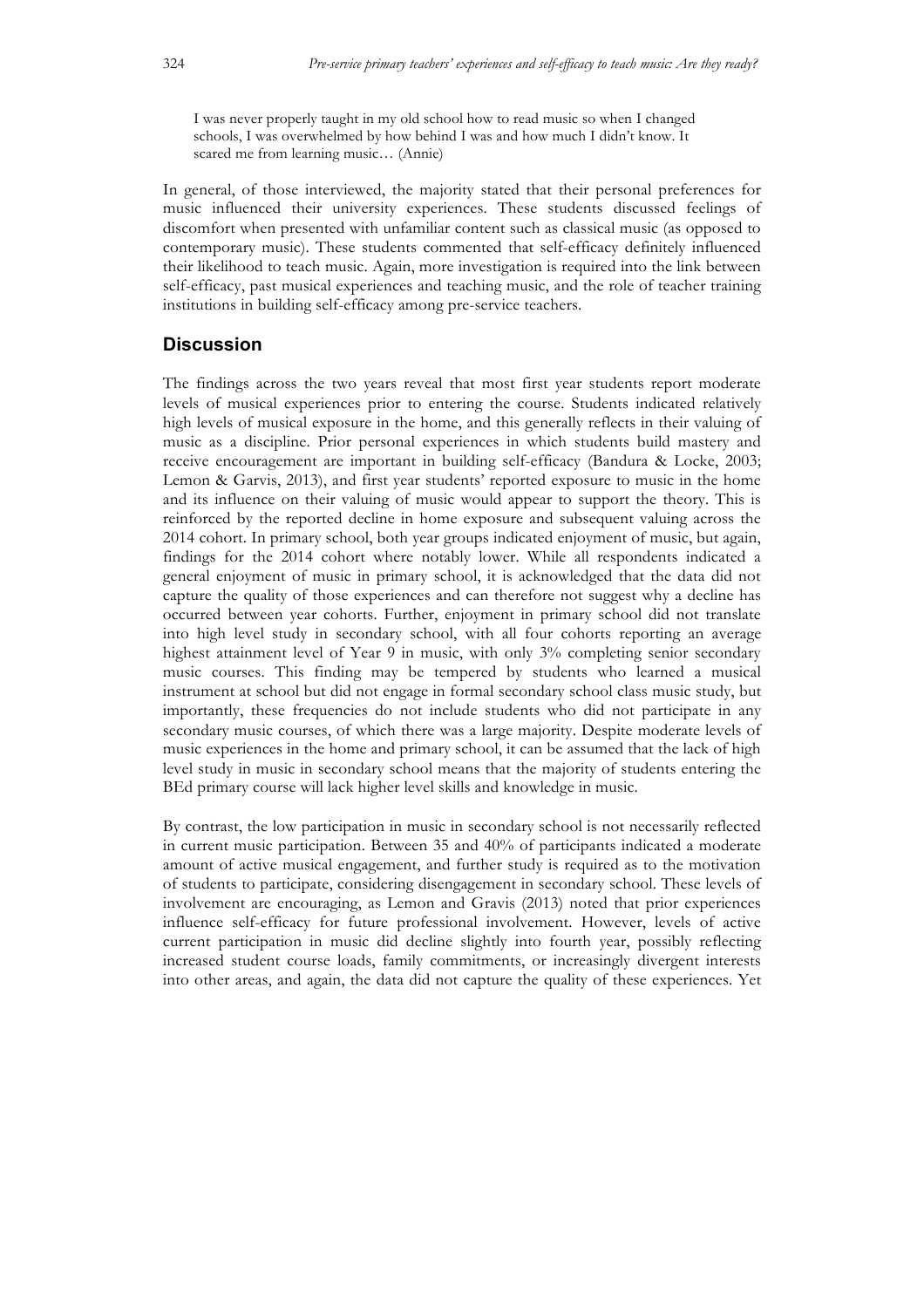> I was never properly taught in my old school how to read music so when I changed schools, I was overwhelmed by how behind I was and how much I didn't know. It scared me from learning music… (Annie)

In general, of those interviewed, the majority stated that their personal preferences for music influenced their university experiences. These students discussed feelings of discomfort when presented with unfamiliar content such as classical music (as opposed to contemporary music). These students commented that self-efficacy definitely influenced their likelihood to teach music. Again, more investigation is required into the link between self-efficacy, past musical experiences and teaching music, and the role of teacher training institutions in building self-efficacy among pre-service teachers.

## Discussion

The findings across the two years reveal that most first year students report moderate levels of musical experiences prior to entering the course. Students indicated relatively high levels of musical exposure in the home, and this generally reflects in their valuing of music as a discipline. Prior personal experiences in which students build mastery and receive encouragement are important in building self-efficacy (Bandura & Locke, 2003; Lemon & Garvis, 2013), and first year students' reported exposure to music in the home and its influence on their valuing of music would appear to support the theory. This is reinforced by the reported decline in home exposure and subsequent valuing across the 2014 cohort. In primary school, both year groups indicated enjoyment of music, but again, findings for the 2014 cohort where notably lower. While all respondents indicated a general enjoyment of music in primary school, it is acknowledged that the data did not capture the quality of those experiences and can therefore not suggest why a decline has occurred between year cohorts. Further, enjoyment in primary school did not translate into high level study in secondary school, with all four cohorts reporting an average highest attainment level of Year 9 in music, with only 3% completing senior secondary music courses. This finding may be tempered by students who learned a musical instrument at school but did not engage in formal secondary school class music study, but importantly, these frequencies do not include students who did not participate in any secondary music courses, of which there was a large majority. Despite moderate levels of music experiences in the home and primary school, it can be assumed that the lack of high level study in music in secondary school means that the majority of students entering the BEd primary course will lack higher level skills and knowledge in music.

By contrast, the low participation in music in secondary school is not necessarily reflected in current music participation. Between 35 and 40% of participants indicated a moderate amount of active musical engagement, and further study is required as to the motivation of students to participate, considering disengagement in secondary school. These levels of involvement are encouraging, as Lemon and Gravis (2013) noted that prior experiences influence self-efficacy for future professional involvement. However, levels of active current participation in music did decline slightly into fourth year, possibly reflecting increased student course loads, family commitments, or increasingly divergent interests into other areas, and again, the data did not capture the quality of these experiences. Yet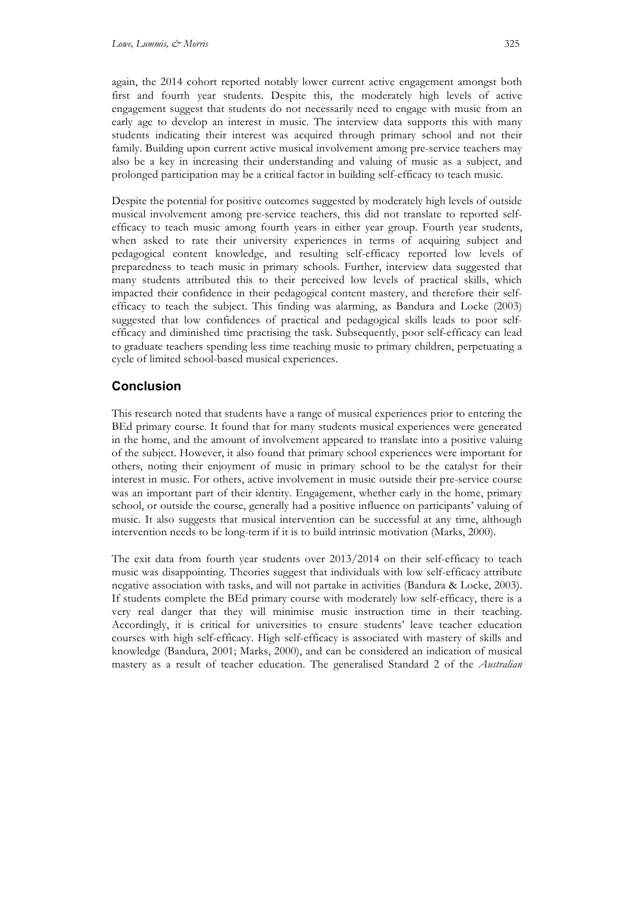again, the 2014 cohort reported notably lower current active engagement amongst both first and fourth year students. Despite this, the moderately high levels of active engagement suggest that students do not necessarily need to engage with music from an early age to develop an interest in music. The interview data supports this with many students indicating their interest was acquired through primary school and not their family. Building upon current active musical involvement among pre-service teachers may also be a key in increasing their understanding and valuing of music as a subject, and prolonged participation may be a critical factor in building self-efficacy to teach music.

Despite the potential for positive outcomes suggested by moderately high levels of outside musical involvement among pre-service teachers, this did not translate to reported self-efficacy to teach music among fourth years in either year group. Fourth year students, when asked to rate their university experiences in terms of acquiring subject and pedagogical content knowledge, and resulting self-efficacy reported low levels of preparedness to teach music in primary schools. Further, interview data suggested that many students attributed this to their perceived low levels of practical skills, which impacted their confidence in their pedagogical content mastery, and therefore their self-efficacy to teach the subject. This finding was alarming, as Bandura and Locke (2003) suggested that low confidences of practical and pedagogical skills leads to poor self-efficacy and diminished time practising the task. Subsequently, poor self-efficacy can lead to graduate teachers spending less time teaching music to primary children, perpetuating a cycle of limited school-based musical experiences.

## Conclusion

This research noted that students have a range of musical experiences prior to entering the BEd primary course. It found that for many students musical experiences were generated in the home, and the amount of involvement appeared to translate into a positive valuing of the subject. However, it also found that primary school experiences were important for others, noting their enjoyment of music in primary school to be the catalyst for their interest in music. For others, active involvement in music outside their pre-service course was an important part of their identity. Engagement, whether early in the home, primary school, or outside the course, generally had a positive influence on participants' valuing of music. It also suggests that musical intervention can be successful at any time, although intervention needs to be long-term if it is to build intrinsic motivation (Marks, 2000).

The exit data from fourth year students over 2013/2014 on their self-efficacy to teach music was disappointing. Theories suggest that individuals with low self-efficacy attribute negative association with tasks, and will not partake in activities (Bandura & Locke, 2003). If students complete the BEd primary course with moderately low self-efficacy, there is a very real danger that they will minimise music instruction time in their teaching. Accordingly, it is critical for universities to ensure students' leave teacher education courses with high self-efficacy. High self-efficacy is associated with mastery of skills and knowledge (Bandura, 2001; Marks, 2000), and can be considered an indication of musical mastery as a result of teacher education. The generalised Standard 2 of the *Australian*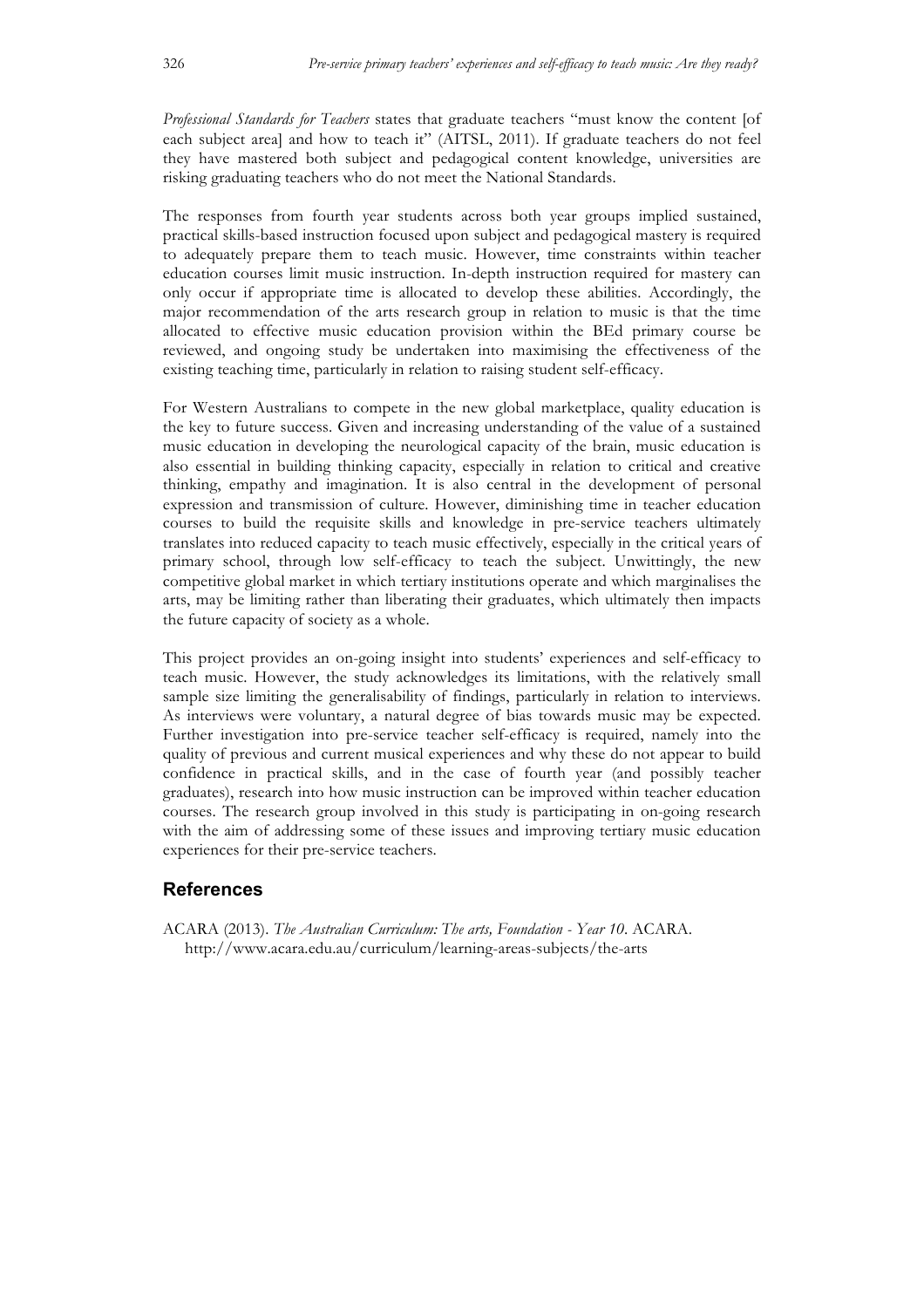*Professional Standards for Teachers* states that graduate teachers "must know the content [of each subject area] and how to teach it" (AITSL, 2011). If graduate teachers do not feel they have mastered both subject and pedagogical content knowledge, universities are risking graduating teachers who do not meet the National Standards.

The responses from fourth year students across both year groups implied sustained, practical skills-based instruction focused upon subject and pedagogical mastery is required to adequately prepare them to teach music. However, time constraints within teacher education courses limit music instruction. In-depth instruction required for mastery can only occur if appropriate time is allocated to develop these abilities. Accordingly, the major recommendation of the arts research group in relation to music is that the time allocated to effective music education provision within the BEd primary course be reviewed, and ongoing study be undertaken into maximising the effectiveness of the existing teaching time, particularly in relation to raising student self-efficacy.

For Western Australians to compete in the new global marketplace, quality education is the key to future success. Given and increasing understanding of the value of a sustained music education in developing the neurological capacity of the brain, music education is also essential in building thinking capacity, especially in relation to critical and creative thinking, empathy and imagination. It is also central in the development of personal expression and transmission of culture. However, diminishing time in teacher education courses to build the requisite skills and knowledge in pre-service teachers ultimately translates into reduced capacity to teach music effectively, especially in the critical years of primary school, through low self-efficacy to teach the subject. Unwittingly, the new competitive global market in which tertiary institutions operate and which marginalises the arts, may be limiting rather than liberating their graduates, which ultimately then impacts the future capacity of society as a whole.

This project provides an on-going insight into students' experiences and self-efficacy to teach music. However, the study acknowledges its limitations, with the relatively small sample size limiting the generalisability of findings, particularly in relation to interviews. As interviews were voluntary, a natural degree of bias towards music may be expected. Further investigation into pre-service teacher self-efficacy is required, namely into the quality of previous and current musical experiences and why these do not appear to build confidence in practical skills, and in the case of fourth year (and possibly teacher graduates), research into how music instruction can be improved within teacher education courses. The research group involved in this study is participating in on-going research with the aim of addressing some of these issues and improving tertiary music education experiences for their pre-service teachers.

## References

ACARA (2013). *The Australian Curriculum: The arts, Foundation - Year 10*. ACARA. http://www.acara.edu.au/curriculum/learning-areas-subjects/the-arts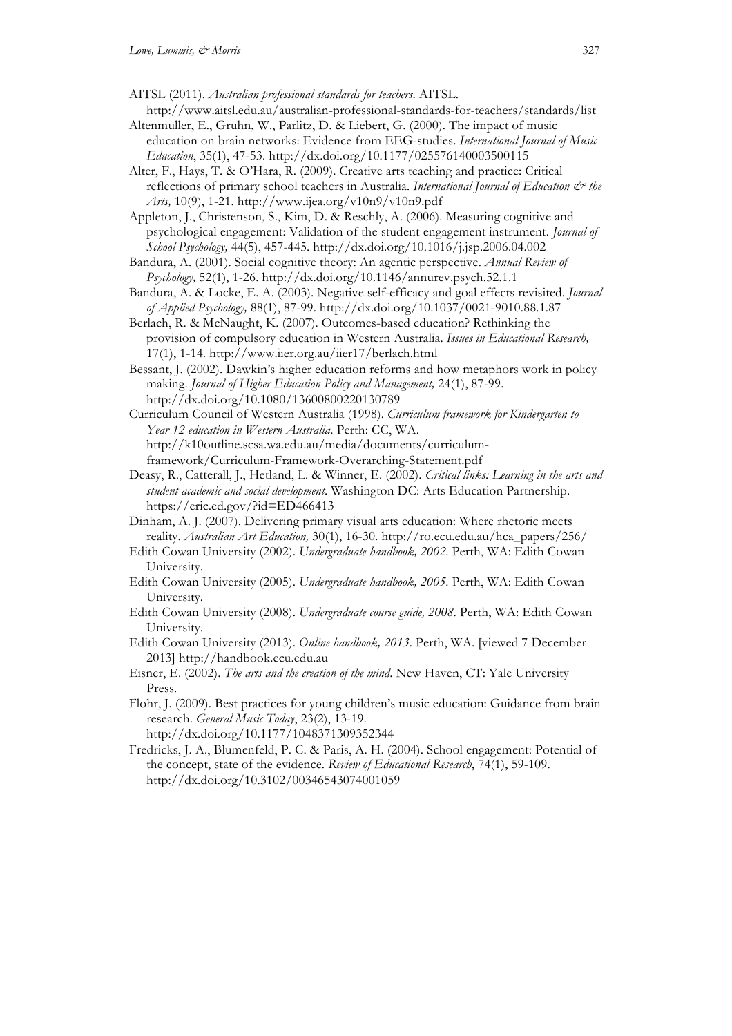AITSL (2011). *Australian professional standards for teachers*. AITSL. http://www.aitsl.edu.au/australian-professional-standards-for-teachers/standards/list

Altenmuller, E., Gruhn, W., Parlitz, D. & Liebert, G. (2000). The impact of music education on brain networks: Evidence from EEG-studies. *International Journal of Music Education*, 35(1), 47-53. http://dx.doi.org/10.1177/025576140003500115

Alter, F., Hays, T. & O'Hara, R. (2009). Creative arts teaching and practice: Critical reflections of primary school teachers in Australia. *International Journal of Education & the Arts,* 10(9), 1-21. http://www.ijea.org/v10n9/v10n9.pdf

Appleton, J., Christenson, S., Kim, D. & Reschly, A. (2006). Measuring cognitive and psychological engagement: Validation of the student engagement instrument. *Journal of School Psychology,* 44(5), 457-445. http://dx.doi.org/10.1016/j.jsp.2006.04.002

Bandura, A. (2001). Social cognitive theory: An agentic perspective. *Annual Review of Psychology,* 52(1), 1-26. http://dx.doi.org/10.1146/annurev.psych.52.1.1

Bandura, A. & Locke, E. A. (2003). Negative self-efficacy and goal effects revisited. *Journal of Applied Psychology,* 88(1), 87-99. http://dx.doi.org/10.1037/0021-9010.88.1.87

Berlach, R. & McNaught, K. (2007). Outcomes-based education? Rethinking the provision of compulsory education in Western Australia. *Issues in Educational Research,* 17(1), 1-14. http://www.iier.org.au/iier17/berlach.html

Bessant, J. (2002). Dawkin's higher education reforms and how metaphors work in policy making. *Journal of Higher Education Policy and Management,* 24(1), 87-99. http://dx.doi.org/10.1080/13600800220130789

Curriculum Council of Western Australia (1998). *Curriculum framework for Kindergarten to Year 12 education in Western Australia*. Perth: CC, WA. http://k10outline.scsa.wa.edu.au/media/documents/curriculum-framework/Curriculum-Framework-Overarching-Statement.pdf

Deasy, R., Catterall, J., Hetland, L. & Winner, E. (2002). *Critical links: Learning in the arts and student academic and social development*. Washington DC: Arts Education Partnership. https://eric.ed.gov/?id=ED466413

Dinham, A. J. (2007). Delivering primary visual arts education: Where rhetoric meets reality. *Australian Art Education,* 30(1), 16-30. http://ro.ecu.edu.au/hca_papers/256/

Edith Cowan University (2002). *Undergraduate handbook, 2002*. Perth, WA: Edith Cowan University.

Edith Cowan University (2005). *Undergraduate handbook, 2005*. Perth, WA: Edith Cowan University.

Edith Cowan University (2008). *Undergraduate course guide, 2008*. Perth, WA: Edith Cowan University.

Edith Cowan University (2013). *Online handbook, 2013*. Perth, WA. [viewed 7 December 2013] http://handbook.ecu.edu.au

Eisner, E. (2002). *The arts and the creation of the mind*. New Haven, CT: Yale University Press.

Flohr, J. (2009). Best practices for young children's music education: Guidance from brain research. *General Music Today*, 23(2), 13-19. http://dx.doi.org/10.1177/1048371309352344

Fredricks, J. A., Blumenfeld, P. C. & Paris, A. H. (2004). School engagement: Potential of the concept, state of the evidence. *Review of Educational Research*, 74(1), 59-109. http://dx.doi.org/10.3102/00346543074001059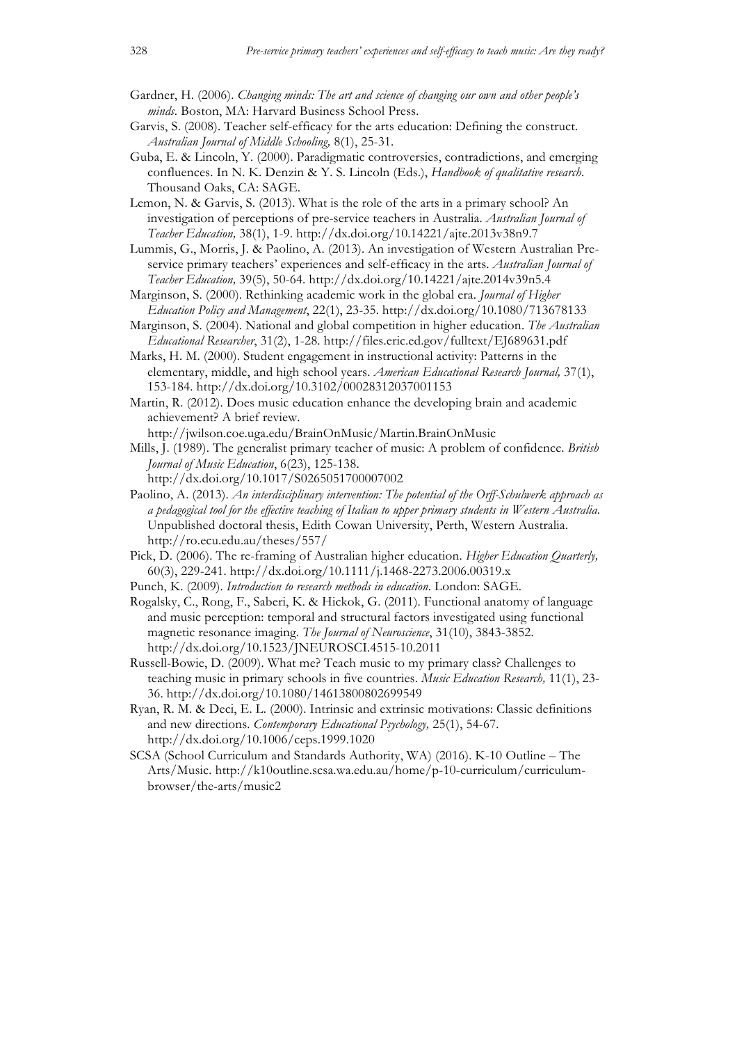Gardner, H. (2006). *Changing minds: The art and science of changing our own and other people's minds*. Boston, MA: Harvard Business School Press.

Garvis, S. (2008). Teacher self-efficacy for the arts education: Defining the construct. *Australian Journal of Middle Schooling,* 8(1), 25-31.

Guba, E. & Lincoln, Y. (2000). Paradigmatic controversies, contradictions, and emerging confluences. In N. K. Denzin & Y. S. Lincoln (Eds.), *Handbook of qualitative research*. Thousand Oaks, CA: SAGE.

Lemon, N. & Garvis, S. (2013). What is the role of the arts in a primary school? An investigation of perceptions of pre-service teachers in Australia. *Australian Journal of Teacher Education,* 38(1), 1-9. http://dx.doi.org/10.14221/ajte.2013v38n9.7

Lummis, G., Morris, J. & Paolino, A. (2013). An investigation of Western Australian Pre-service primary teachers' experiences and self-efficacy in the arts. *Australian Journal of Teacher Education,* 39(5), 50-64. http://dx.doi.org/10.14221/ajte.2014v39n5.4

Marginson, S. (2000). Rethinking academic work in the global era. *Journal of Higher Education Policy and Management*, 22(1), 23-35. http://dx.doi.org/10.1080/713678133

Marginson, S. (2004). National and global competition in higher education. *The Australian Educational Researcher*, 31(2), 1-28. http://files.eric.ed.gov/fulltext/EJ689631.pdf

Marks, H. M. (2000). Student engagement in instructional activity: Patterns in the elementary, middle, and high school years. *American Educational Research Journal,* 37(1), 153-184. http://dx.doi.org/10.3102/00028312037001153

Martin, R. (2012). Does music education enhance the developing brain and academic achievement? A brief review. http://jwilson.coe.uga.edu/BrainOnMusic/Martin.BrainOnMusic

Mills, J. (1989). The generalist primary teacher of music: A problem of confidence. *British Journal of Music Education*, 6(23), 125-138. http://dx.doi.org/10.1017/S0265051700007002

Paolino, A. (2013). *An interdisciplinary intervention: The potential of the Orff-Schulwerk approach as a pedagogical tool for the effective teaching of Italian to upper primary students in Western Australia.* Unpublished doctoral thesis, Edith Cowan University, Perth, Western Australia. http://ro.ecu.edu.au/theses/557/

Pick, D. (2006). The re-framing of Australian higher education. *Higher Education Quarterly,* 60(3), 229-241. http://dx.doi.org/10.1111/j.1468-2273.2006.00319.x

Punch, K. (2009). *Introduction to research methods in education*. London: SAGE.

Rogalsky, C., Rong, F., Saberi, K. & Hickok, G. (2011). Functional anatomy of language and music perception: temporal and structural factors investigated using functional magnetic resonance imaging. *The Journal of Neuroscience*, 31(10), 3843-3852. http://dx.doi.org/10.1523/JNEUROSCI.4515-10.2011

Russell-Bowie, D. (2009). What me? Teach music to my primary class? Challenges to teaching music in primary schools in five countries. *Music Education Research,* 11(1), 23-36. http://dx.doi.org/10.1080/14613800802699549

Ryan, R. M. & Deci, E. L. (2000). Intrinsic and extrinsic motivations: Classic definitions and new directions. *Contemporary Educational Psychology,* 25(1), 54-67. http://dx.doi.org/10.1006/ceps.1999.1020

SCSA (School Curriculum and Standards Authority, WA) (2016). K-10 Outline – The Arts/Music. http://k10outline.scsa.wa.edu.au/home/p-10-curriculum/curriculum-browser/the-arts/music2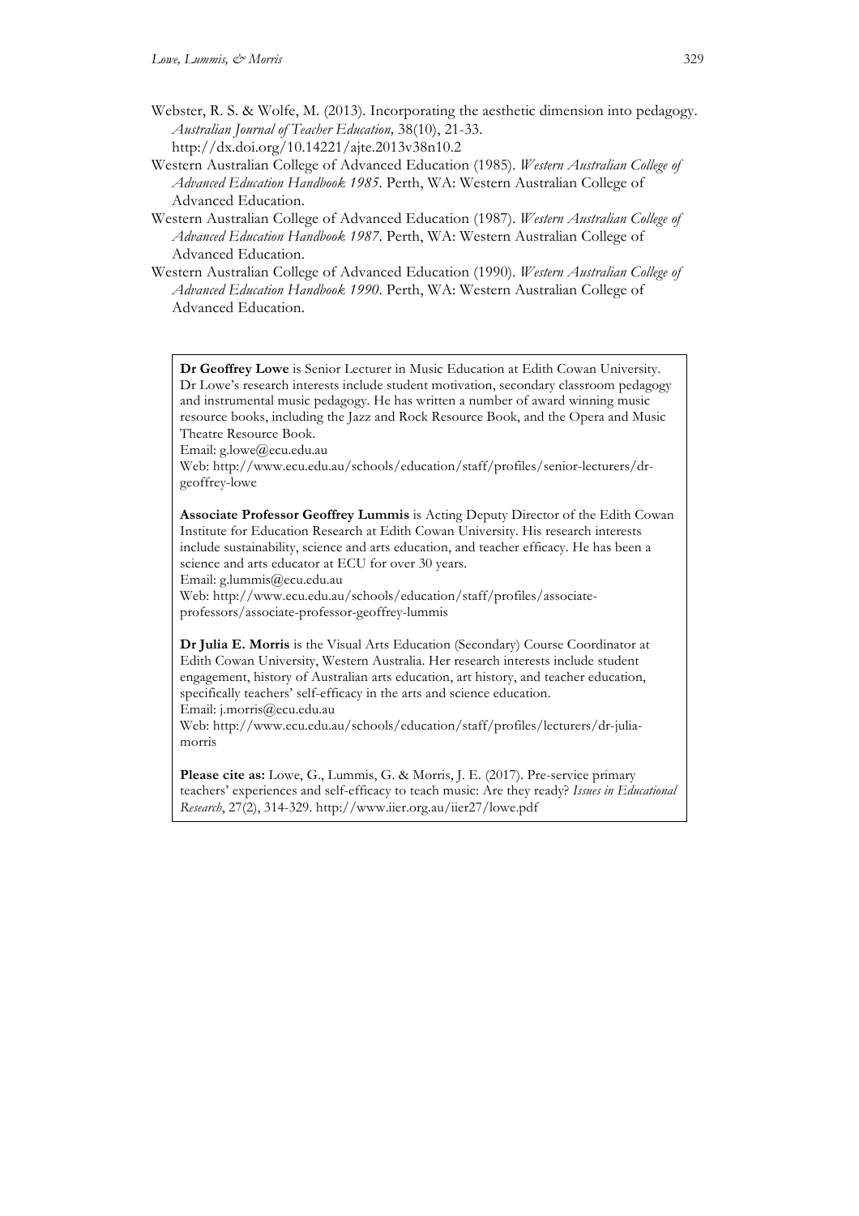Webster, R. S. & Wolfe, M. (2013). Incorporating the aesthetic dimension into pedagogy. *Australian Journal of Teacher Education,* 38(10), 21-33. http://dx.doi.org/10.14221/ajte.2013v38n10.2

Western Australian College of Advanced Education (1985). *Western Australian College of Advanced Education Handbook 1985*. Perth, WA: Western Australian College of Advanced Education.

Western Australian College of Advanced Education (1987). *Western Australian College of Advanced Education Handbook 1987*. Perth, WA: Western Australian College of Advanced Education.

Western Australian College of Advanced Education (1990). *Western Australian College of Advanced Education Handbook 1990*. Perth, WA: Western Australian College of Advanced Education.

**Dr Geoffrey Lowe** is Senior Lecturer in Music Education at Edith Cowan University. Dr Lowe's research interests include student motivation, secondary classroom pedagogy and instrumental music pedagogy. He has written a number of award winning music resource books, including the Jazz and Rock Resource Book, and the Opera and Music Theatre Resource Book.
Email: g.lowe@ecu.edu.au
Web: http://www.ecu.edu.au/schools/education/staff/profiles/senior-lecturers/dr-geoffrey-lowe

**Associate Professor Geoffrey Lummis** is Acting Deputy Director of the Edith Cowan Institute for Education Research at Edith Cowan University. His research interests include sustainability, science and arts education, and teacher efficacy. He has been a science and arts educator at ECU for over 30 years.
Email: g.lummis@ecu.edu.au
Web: http://www.ecu.edu.au/schools/education/staff/profiles/associate-professors/associate-professor-geoffrey-lummis

**Dr Julia E. Morris** is the Visual Arts Education (Secondary) Course Coordinator at Edith Cowan University, Western Australia. Her research interests include student engagement, history of Australian arts education, art history, and teacher education, specifically teachers' self-efficacy in the arts and science education.
Email: j.morris@ecu.edu.au
Web: http://www.ecu.edu.au/schools/education/staff/profiles/lecturers/dr-julia-morris

**Please cite as:** Lowe, G., Lummis, G. & Morris, J. E. (2017). Pre-service primary teachers' experiences and self-efficacy to teach music: Are they ready? *Issues in Educational Research*, 27(2), 314-329. http://www.iier.org.au/iier27/lowe.pdf